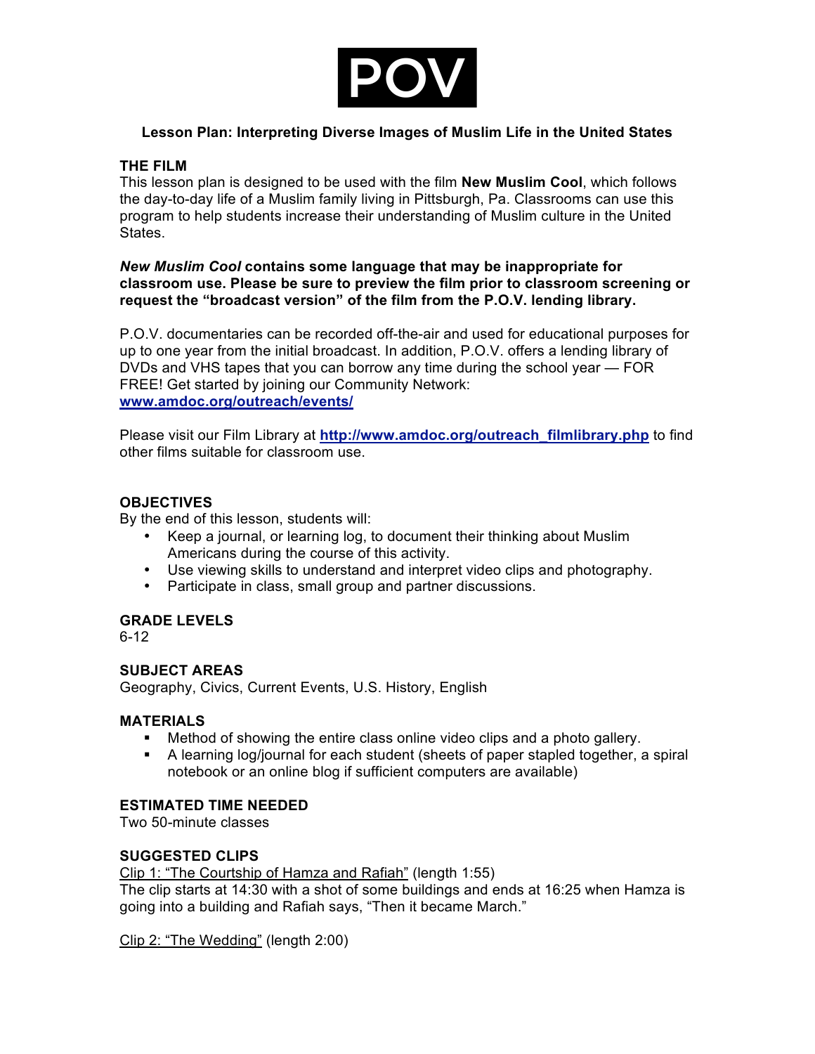POV

# Lesson Plan: Interpreting Diverse Images of Muslim Life in the United States

## THE FILM

This lesson plan is designed to be used with the film **New Muslim Cool**, which follows the day-to-day life of a Muslim family living in Pittsburgh, Pa. Classrooms can use this program to help students increase their understanding of Muslim culture in the United States.

***New Muslim Cool*** **contains some language that may be inappropriate for classroom use. Please be sure to preview the film prior to classroom screening or request the "broadcast version" of the film from the P.O.V. lending library.**

P.O.V. documentaries can be recorded off-the-air and used for educational purposes for up to one year from the initial broadcast. In addition, P.O.V. offers a lending library of DVDs and VHS tapes that you can borrow any time during the school year — FOR FREE! Get started by joining our Community Network: **www.amdoc.org/outreach/events/**

Please visit our Film Library at **http://www.amdoc.org/outreach_filmlibrary.php** to find other films suitable for classroom use.

## OBJECTIVES

By the end of this lesson, students will:

- Keep a journal, or learning log, to document their thinking about Muslim Americans during the course of this activity.
- Use viewing skills to understand and interpret video clips and photography.
- Participate in class, small group and partner discussions.

## GRADE LEVELS

6-12

## SUBJECT AREAS

Geography, Civics, Current Events, U.S. History, English

## MATERIALS

- Method of showing the entire class online video clips and a photo gallery.
- A learning log/journal for each student (sheets of paper stapled together, a spiral notebook or an online blog if sufficient computers are available)

## ESTIMATED TIME NEEDED

Two 50-minute classes

## SUGGESTED CLIPS

Clip 1: "The Courtship of Hamza and Rafiah" (length 1:55)
The clip starts at 14:30 with a shot of some buildings and ends at 16:25 when Hamza is going into a building and Rafiah says, "Then it became March."

Clip 2: "The Wedding" (length 2:00)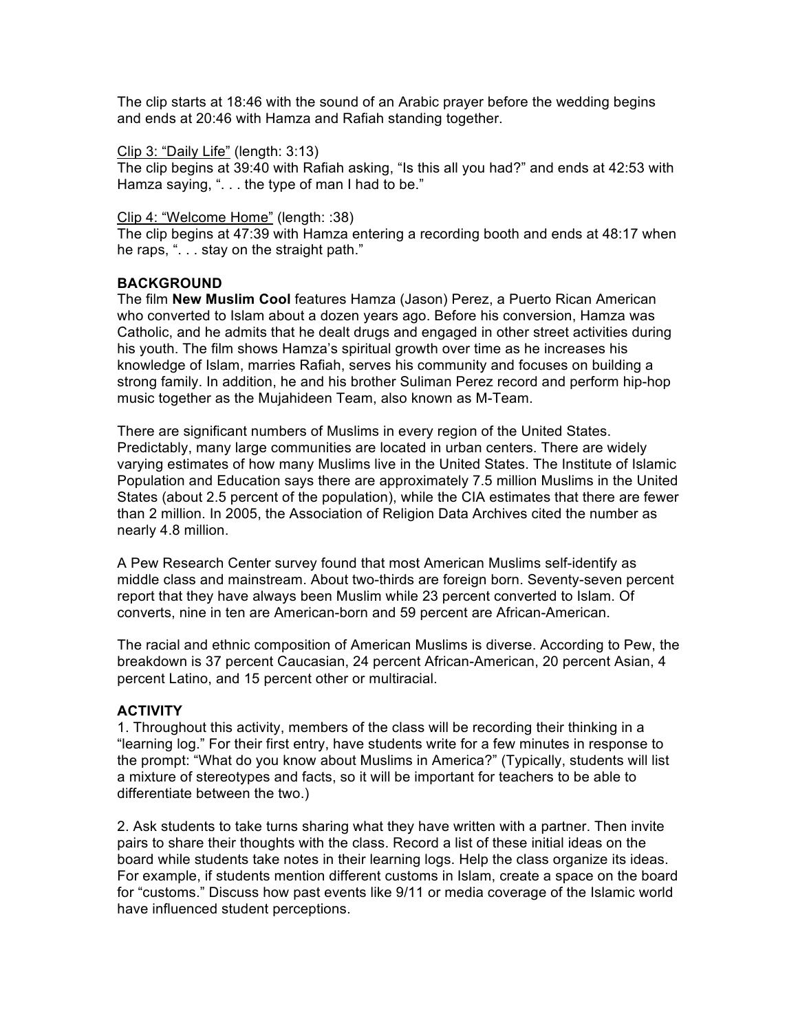The clip starts at 18:46 with the sound of an Arabic prayer before the wedding begins and ends at 20:46 with Hamza and Rafiah standing together.

Clip 3: "Daily Life" (length: 3:13)
The clip begins at 39:40 with Rafiah asking, "Is this all you had?" and ends at 42:53 with Hamza saying, ". . . the type of man I had to be."

Clip 4: "Welcome Home" (length: :38)
The clip begins at 47:39 with Hamza entering a recording booth and ends at 48:17 when he raps, ". . . stay on the straight path."

**BACKGROUND**

The film **New Muslim Cool** features Hamza (Jason) Perez, a Puerto Rican American who converted to Islam about a dozen years ago. Before his conversion, Hamza was Catholic, and he admits that he dealt drugs and engaged in other street activities during his youth. The film shows Hamza's spiritual growth over time as he increases his knowledge of Islam, marries Rafiah, serves his community and focuses on building a strong family. In addition, he and his brother Suliman Perez record and perform hip-hop music together as the Mujahideen Team, also known as M-Team.

There are significant numbers of Muslims in every region of the United States. Predictably, many large communities are located in urban centers. There are widely varying estimates of how many Muslims live in the United States. The Institute of Islamic Population and Education says there are approximately 7.5 million Muslims in the United States (about 2.5 percent of the population), while the CIA estimates that there are fewer than 2 million. In 2005, the Association of Religion Data Archives cited the number as nearly 4.8 million.

A Pew Research Center survey found that most American Muslims self-identify as middle class and mainstream. About two-thirds are foreign born. Seventy-seven percent report that they have always been Muslim while 23 percent converted to Islam. Of converts, nine in ten are American-born and 59 percent are African-American.

The racial and ethnic composition of American Muslims is diverse. According to Pew, the breakdown is 37 percent Caucasian, 24 percent African-American, 20 percent Asian, 4 percent Latino, and 15 percent other or multiracial.

**ACTIVITY**

1. Throughout this activity, members of the class will be recording their thinking in a "learning log." For their first entry, have students write for a few minutes in response to the prompt: "What do you know about Muslims in America?" (Typically, students will list a mixture of stereotypes and facts, so it will be important for teachers to be able to differentiate between the two.)

2. Ask students to take turns sharing what they have written with a partner. Then invite pairs to share their thoughts with the class. Record a list of these initial ideas on the board while students take notes in their learning logs. Help the class organize its ideas. For example, if students mention different customs in Islam, create a space on the board for "customs." Discuss how past events like 9/11 or media coverage of the Islamic world have influenced student perceptions.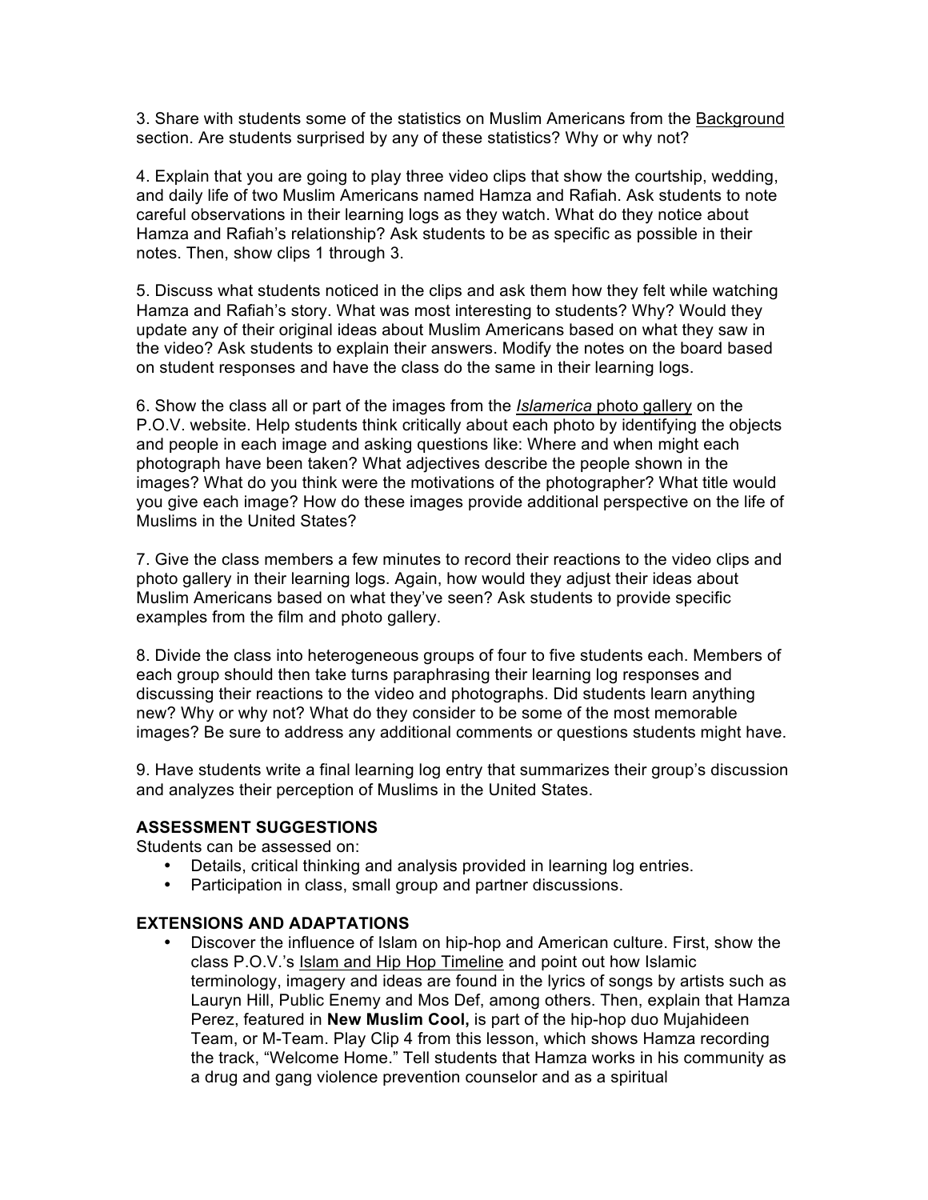3. Share with students some of the statistics on Muslim Americans from the Background section. Are students surprised by any of these statistics? Why or why not?

4. Explain that you are going to play three video clips that show the courtship, wedding, and daily life of two Muslim Americans named Hamza and Rafiah. Ask students to note careful observations in their learning logs as they watch. What do they notice about Hamza and Rafiah's relationship? Ask students to be as specific as possible in their notes. Then, show clips 1 through 3.

5. Discuss what students noticed in the clips and ask them how they felt while watching Hamza and Rafiah's story. What was most interesting to students? Why? Would they update any of their original ideas about Muslim Americans based on what they saw in the video? Ask students to explain their answers. Modify the notes on the board based on student responses and have the class do the same in their learning logs.

6. Show the class all or part of the images from the *Islamerica* photo gallery on the P.O.V. website. Help students think critically about each photo by identifying the objects and people in each image and asking questions like: Where and when might each photograph have been taken? What adjectives describe the people shown in the images? What do you think were the motivations of the photographer? What title would you give each image? How do these images provide additional perspective on the life of Muslims in the United States?

7. Give the class members a few minutes to record their reactions to the video clips and photo gallery in their learning logs. Again, how would they adjust their ideas about Muslim Americans based on what they've seen? Ask students to provide specific examples from the film and photo gallery.

8. Divide the class into heterogeneous groups of four to five students each. Members of each group should then take turns paraphrasing their learning log responses and discussing their reactions to the video and photographs. Did students learn anything new? Why or why not? What do they consider to be some of the most memorable images? Be sure to address any additional comments or questions students might have.

9. Have students write a final learning log entry that summarizes their group's discussion and analyzes their perception of Muslims in the United States.

**ASSESSMENT SUGGESTIONS**

Students can be assessed on:

- Details, critical thinking and analysis provided in learning log entries.
- Participation in class, small group and partner discussions.

**EXTENSIONS AND ADAPTATIONS**

- Discover the influence of Islam on hip-hop and American culture. First, show the class P.O.V.'s Islam and Hip Hop Timeline and point out how Islamic terminology, imagery and ideas are found in the lyrics of songs by artists such as Lauryn Hill, Public Enemy and Mos Def, among others. Then, explain that Hamza Perez, featured in **New Muslim Cool,** is part of the hip-hop duo Mujahideen Team, or M-Team. Play Clip 4 from this lesson, which shows Hamza recording the track, "Welcome Home." Tell students that Hamza works in his community as a drug and gang violence prevention counselor and as a spiritual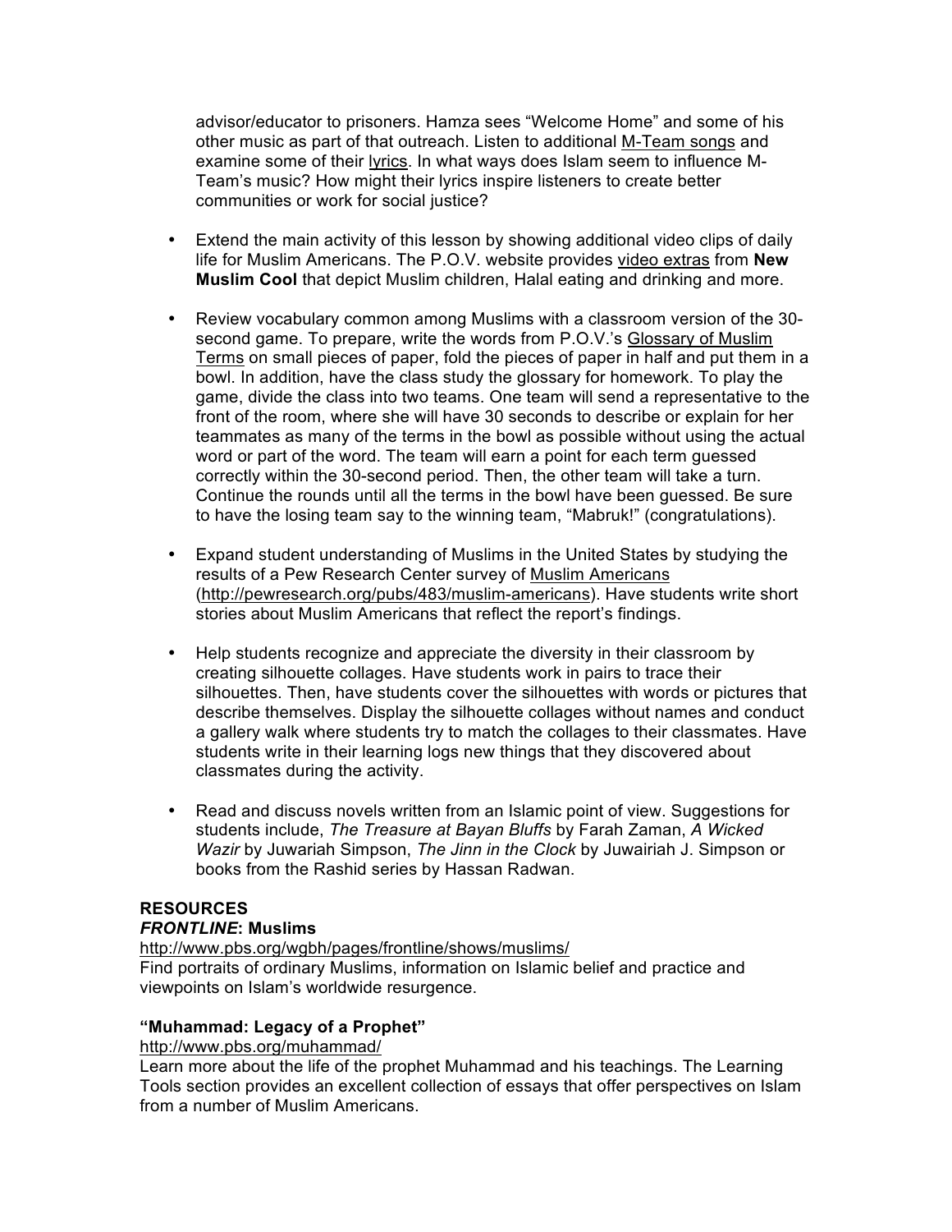advisor/educator to prisoners. Hamza sees "Welcome Home" and some of his other music as part of that outreach. Listen to additional M-Team songs and examine some of their lyrics. In what ways does Islam seem to influence M-Team's music? How might their lyrics inspire listeners to create better communities or work for social justice?

- Extend the main activity of this lesson by showing additional video clips of daily life for Muslim Americans. The P.O.V. website provides video extras from **New Muslim Cool** that depict Muslim children, Halal eating and drinking and more.

- Review vocabulary common among Muslims with a classroom version of the 30-second game. To prepare, write the words from P.O.V.'s Glossary of Muslim Terms on small pieces of paper, fold the pieces of paper in half and put them in a bowl. In addition, have the class study the glossary for homework. To play the game, divide the class into two teams. One team will send a representative to the front of the room, where she will have 30 seconds to describe or explain for her teammates as many of the terms in the bowl as possible without using the actual word or part of the word. The team will earn a point for each term guessed correctly within the 30-second period. Then, the other team will take a turn. Continue the rounds until all the terms in the bowl have been guessed. Be sure to have the losing team say to the winning team, "Mabruk!" (congratulations).

- Expand student understanding of Muslims in the United States by studying the results of a Pew Research Center survey of Muslim Americans (http://pewresearch.org/pubs/483/muslim-americans). Have students write short stories about Muslim Americans that reflect the report's findings.

- Help students recognize and appreciate the diversity in their classroom by creating silhouette collages. Have students work in pairs to trace their silhouettes. Then, have students cover the silhouettes with words or pictures that describe themselves. Display the silhouette collages without names and conduct a gallery walk where students try to match the collages to their classmates. Have students write in their learning logs new things that they discovered about classmates during the activity.

- Read and discuss novels written from an Islamic point of view. Suggestions for students include, *The Treasure at Bayan Bluffs* by Farah Zaman, *A Wicked Wazir* by Juwariah Simpson, *The Jinn in the Clock* by Juwairiah J. Simpson or books from the Rashid series by Hassan Radwan.

## RESOURCES

### *FRONTLINE*: Muslims

http://www.pbs.org/wgbh/pages/frontline/shows/muslims/
Find portraits of ordinary Muslims, information on Islamic belief and practice and viewpoints on Islam's worldwide resurgence.

### "Muhammad: Legacy of a Prophet"

http://www.pbs.org/muhammad/
Learn more about the life of the prophet Muhammad and his teachings. The Learning Tools section provides an excellent collection of essays that offer perspectives on Islam from a number of Muslim Americans.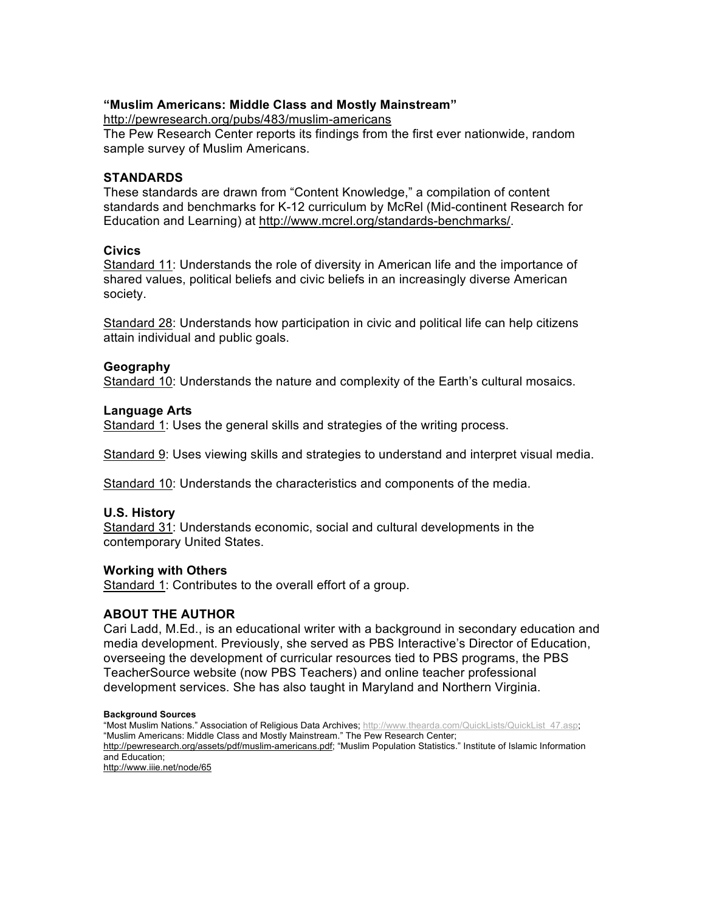**"Muslim Americans: Middle Class and Mostly Mainstream"**
http://pewresearch.org/pubs/483/muslim-americans
The Pew Research Center reports its findings from the first ever nationwide, random sample survey of Muslim Americans.

## STANDARDS

These standards are drawn from "Content Knowledge," a compilation of content standards and benchmarks for K-12 curriculum by McRel (Mid-continent Research for Education and Learning) at http://www.mcrel.org/standards-benchmarks/.

### Civics

Standard 11: Understands the role of diversity in American life and the importance of shared values, political beliefs and civic beliefs in an increasingly diverse American society.

Standard 28: Understands how participation in civic and political life can help citizens attain individual and public goals.

### Geography

Standard 10: Understands the nature and complexity of the Earth's cultural mosaics.

### Language Arts

Standard 1: Uses the general skills and strategies of the writing process.

Standard 9: Uses viewing skills and strategies to understand and interpret visual media.

Standard 10: Understands the characteristics and components of the media.

### U.S. History

Standard 31: Understands economic, social and cultural developments in the contemporary United States.

### Working with Others

Standard 1: Contributes to the overall effort of a group.

## ABOUT THE AUTHOR

Cari Ladd, M.Ed., is an educational writer with a background in secondary education and media development. Previously, she served as PBS Interactive's Director of Education, overseeing the development of curricular resources tied to PBS programs, the PBS TeacherSource website (now PBS Teachers) and online teacher professional development services. She has also taught in Maryland and Northern Virginia.

**Background Sources**
"Most Muslim Nations." Association of Religious Data Archives; http://www.thearda.com/QuickLists/QuickList_47.asp; "Muslim Americans: Middle Class and Mostly Mainstream." The Pew Research Center; http://pewresearch.org/assets/pdf/muslim-americans.pdf; "Muslim Population Statistics." Institute of Islamic Information and Education; http://www.iiie.net/node/65